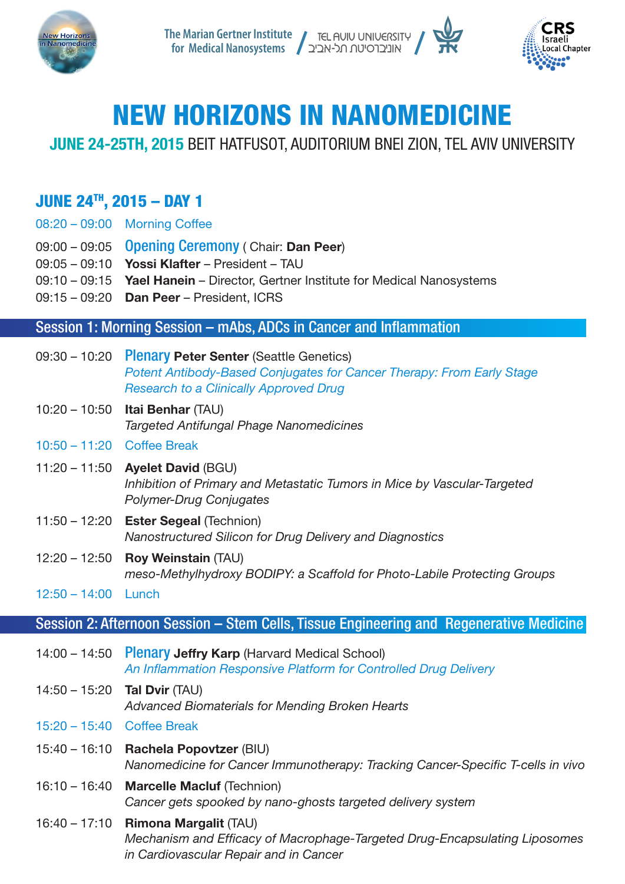New Horizons in Nanomedicine

The Marian Gertner Institute for Medical Nanosystems / TEL AVIV UNIVERSITY אוניברסיטת תל-אביב /

CRS Israeli Local Chapter

# NEW HORIZONS IN NANOMEDICINE

## JUNE 24-25TH, 2015 BEIT HATFUSOT, AUDITORIUM BNEI ZION, TEL AVIV UNIVERSITY

### JUNE 24TH, 2015 – DAY 1

08:20 – 09:00 Morning Coffee

09:00 – 09:05 Opening Ceremony ( Chair: **Dan Peer**)

09:05 – 09:10 **Yossi Klafter** – President – TAU

09:10 – 09:15 **Yael Hanein** – Director, Gertner Institute for Medical Nanosystems

09:15 – 09:20 **Dan Peer** – President, ICRS

### Session 1: Morning Session – mAbs, ADCs in Cancer and Inflammation

09:30 – 10:20 Plenary **Peter Senter** (Seattle Genetics)
*Potent Antibody-Based Conjugates for Cancer Therapy: From Early Stage Research to a Clinically Approved Drug*

10:20 – 10:50 **Itai Benhar** (TAU)
*Targeted Antifungal Phage Nanomedicines*

10:50 – 11:20 Coffee Break

11:20 – 11:50 **Ayelet David** (BGU)
*Inhibition of Primary and Metastatic Tumors in Mice by Vascular-Targeted Polymer-Drug Conjugates*

11:50 – 12:20 **Ester Segeal** (Technion)
*Nanostructured Silicon for Drug Delivery and Diagnostics*

12:20 – 12:50 **Roy Weinstain** (TAU)
*meso-Methylhydroxy BODIPY: a Scaffold for Photo-Labile Protecting Groups*

12:50 – 14:00 Lunch

### Session 2: Afternoon Session – Stem Cells, Tissue Engineering and Regenerative Medicine

14:00 – 14:50 Plenary **Jeffry Karp** (Harvard Medical School)
*An Inflammation Responsive Platform for Controlled Drug Delivery*

14:50 – 15:20 **Tal Dvir** (TAU)
*Advanced Biomaterials for Mending Broken Hearts*

15:20 – 15:40 Coffee Break

15:40 – 16:10 **Rachela Popovtzer** (BIU)
*Nanomedicine for Cancer Immunotherapy: Tracking Cancer-Specific T-cells in vivo*

16:10 – 16:40 **Marcelle Machluf** (Technion)
*Cancer gets spooked by nano-ghosts targeted delivery system*

16:40 – 17:10 **Rimona Margalit** (TAU)
*Mechanism and Efficacy of Macrophage-Targeted Drug-Encapsulating Liposomes in Cardiovascular Repair and in Cancer*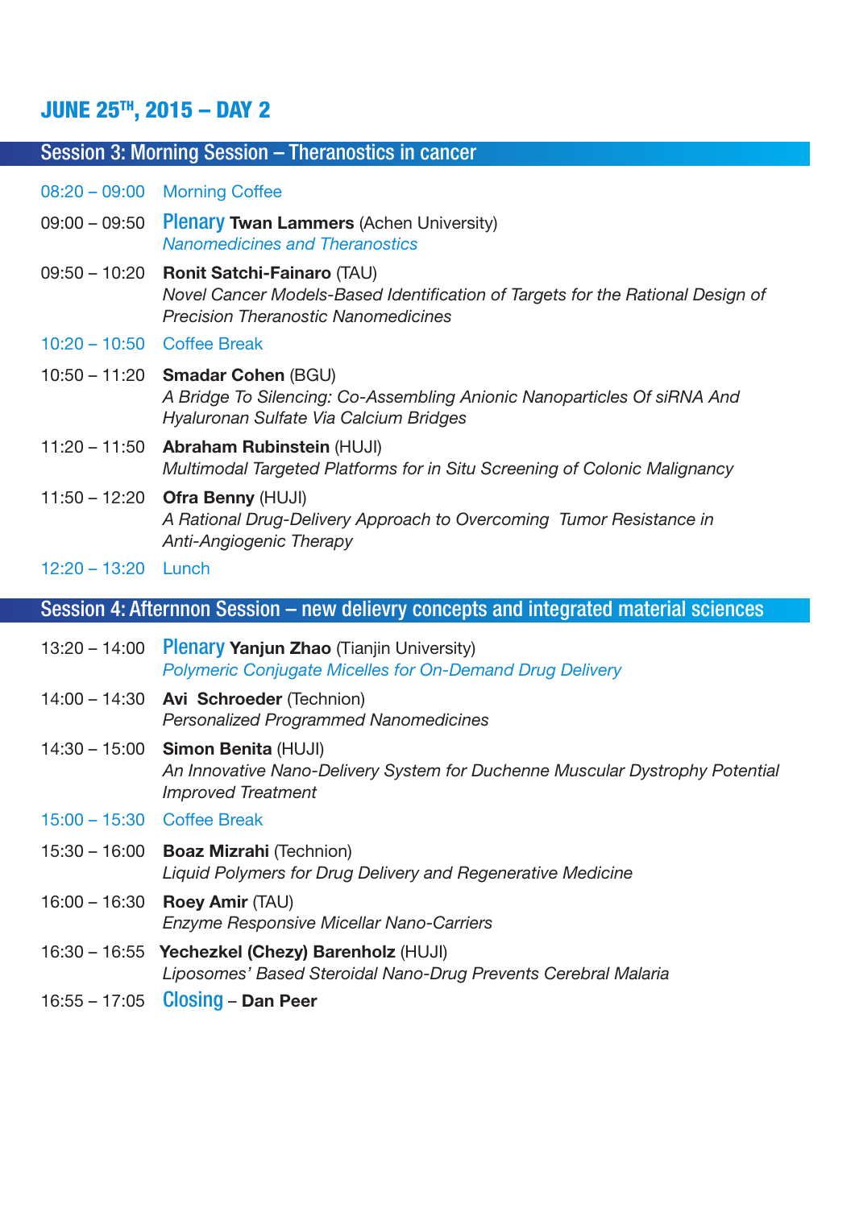# JUNE 25TH, 2015 – DAY 2

## Session 3: Morning Session – Theranostics in cancer

08:20 – 09:00 Morning Coffee

09:00 – 09:50 Plenary **Twan Lammers** (Achen University)
*Nanomedicines and Theranostics*

09:50 – 10:20 **Ronit Satchi-Fainaro** (TAU)
*Novel Cancer Models-Based Identification of Targets for the Rational Design of Precision Theranostic Nanomedicines*

10:20 – 10:50 Coffee Break

10:50 – 11:20 **Smadar Cohen** (BGU)
*A Bridge To Silencing: Co-Assembling Anionic Nanoparticles Of siRNA And Hyaluronan Sulfate Via Calcium Bridges*

11:20 – 11:50 **Abraham Rubinstein** (HUJI)
*Multimodal Targeted Platforms for in Situ Screening of Colonic Malignancy*

11:50 – 12:20 **Ofra Benny** (HUJI)
*A Rational Drug-Delivery Approach to Overcoming Tumor Resistance in Anti-Angiogenic Therapy*

12:20 – 13:20 Lunch

## Session 4: Afternnon Session – new delievry concepts and integrated material sciences

13:20 – 14:00 Plenary **Yanjun Zhao** (Tianjin University)
*Polymeric Conjugate Micelles for On-Demand Drug Delivery*

14:00 – 14:30 **Avi Schroeder** (Technion)
*Personalized Programmed Nanomedicines*

14:30 – 15:00 **Simon Benita** (HUJI)
*An Innovative Nano-Delivery System for Duchenne Muscular Dystrophy Potential Improved Treatment*

15:00 – 15:30 Coffee Break

15:30 – 16:00 **Boaz Mizrahi** (Technion)
*Liquid Polymers for Drug Delivery and Regenerative Medicine*

16:00 – 16:30 **Roey Amir** (TAU)
*Enzyme Responsive Micellar Nano-Carriers*

16:30 – 16:55 **Yechezkel (Chezy) Barenholz** (HUJI)
*Liposomes' Based Steroidal Nano-Drug Prevents Cerebral Malaria*

16:55 – 17:05 Closing – **Dan Peer**